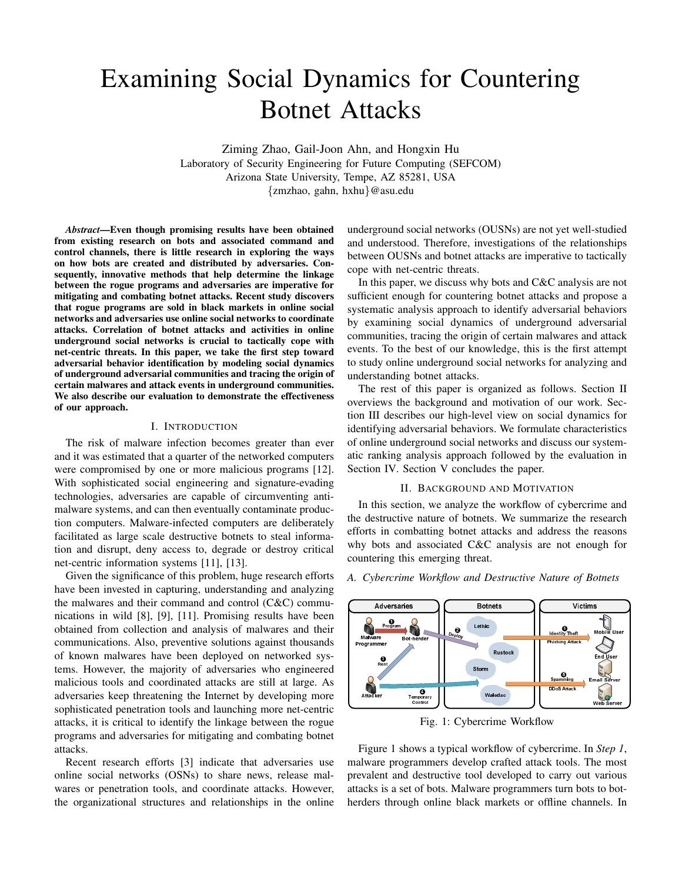# Examining Social Dynamics for Countering Botnet Attacks

Ziming Zhao, Gail-Joon Ahn, and Hongxin Hu
Laboratory of Security Engineering for Future Computing (SEFCOM)
Arizona State University, Tempe, AZ 85281, USA
{zmzhao, gahn, hxhu}@asu.edu

***Abstract*—Even though promising results have been obtained from existing research on bots and associated command and control channels, there is little research in exploring the ways on how bots are created and distributed by adversaries. Consequently, innovative methods that help determine the linkage between the rogue programs and adversaries are imperative for mitigating and combating botnet attacks. Recent study discovers that rogue programs are sold in black markets in online social networks and adversaries use online social networks to coordinate attacks. Correlation of botnet attacks and activities in online underground social networks is crucial to tactically cope with net-centric threats. In this paper, we take the first step toward adversarial behavior identification by modeling social dynamics of underground adversarial communities and tracing the origin of certain malwares and attack events in underground communities. We also describe our evaluation to demonstrate the effectiveness of our approach.**

## I. Introduction

The risk of malware infection becomes greater than ever and it was estimated that a quarter of the networked computers were compromised by one or more malicious programs [12]. With sophisticated social engineering and signature-evading technologies, adversaries are capable of circumventing anti-malware systems, and can then eventually contaminate production computers. Malware-infected computers are deliberately facilitated as large scale destructive botnets to steal information and disrupt, deny access to, degrade or destroy critical net-centric information systems [11], [13].

Given the significance of this problem, huge research efforts have been invested in capturing, understanding and analyzing the malwares and their command and control (C&C) communications in wild [8], [9], [11]. Promising results have been obtained from collection and analysis of malwares and their communications. Also, preventive solutions against thousands of known malwares have been deployed on networked systems. However, the majority of adversaries who engineered malicious tools and coordinated attacks are still at large. As adversaries keep threatening the Internet by developing more sophisticated penetration tools and launching more net-centric attacks, it is critical to identify the linkage between the rogue programs and adversaries for mitigating and combating botnet attacks.

Recent research efforts [3] indicate that adversaries use online social networks (OSNs) to share news, release malwares or penetration tools, and coordinate attacks. However, the organizational structures and relationships in the online underground social networks (OUSNs) are not yet well-studied and understood. Therefore, investigations of the relationships between OUSNs and botnet attacks are imperative to tactically cope with net-centric threats.

In this paper, we discuss why bots and C&C analysis are not sufficient enough for countering botnet attacks and propose a systematic analysis approach to identify adversarial behaviors by examining social dynamics of underground adversarial communities, tracing the origin of certain malwares and attack events. To the best of our knowledge, this is the first attempt to study online underground social networks for analyzing and understanding botnet attacks.

The rest of this paper is organized as follows. Section II overviews the background and motivation of our work. Section III describes our high-level view on social dynamics for identifying adversarial behaviors. We formulate characteristics of online underground social networks and discuss our systematic ranking analysis approach followed by the evaluation in Section IV. Section V concludes the paper.

## II. Background and Motivation

In this section, we analyze the workflow of cybercrime and the destructive nature of botnets. We summarize the research efforts in combatting botnet attacks and address the reasons why bots and associated C&C analysis are not enough for countering this emerging threat.

### A. Cybercrime Workflow and Destructive Nature of Botnets

Fig. 1: Cybercrime Workflow

Figure 1 shows a typical workflow of cybercrime. In *Step 1*, malware programmers develop crafted attack tools. The most prevalent and destructive tool developed to carry out various attacks is a set of bots. Malware programmers turn bots to bot-herders through online black markets or offline channels. In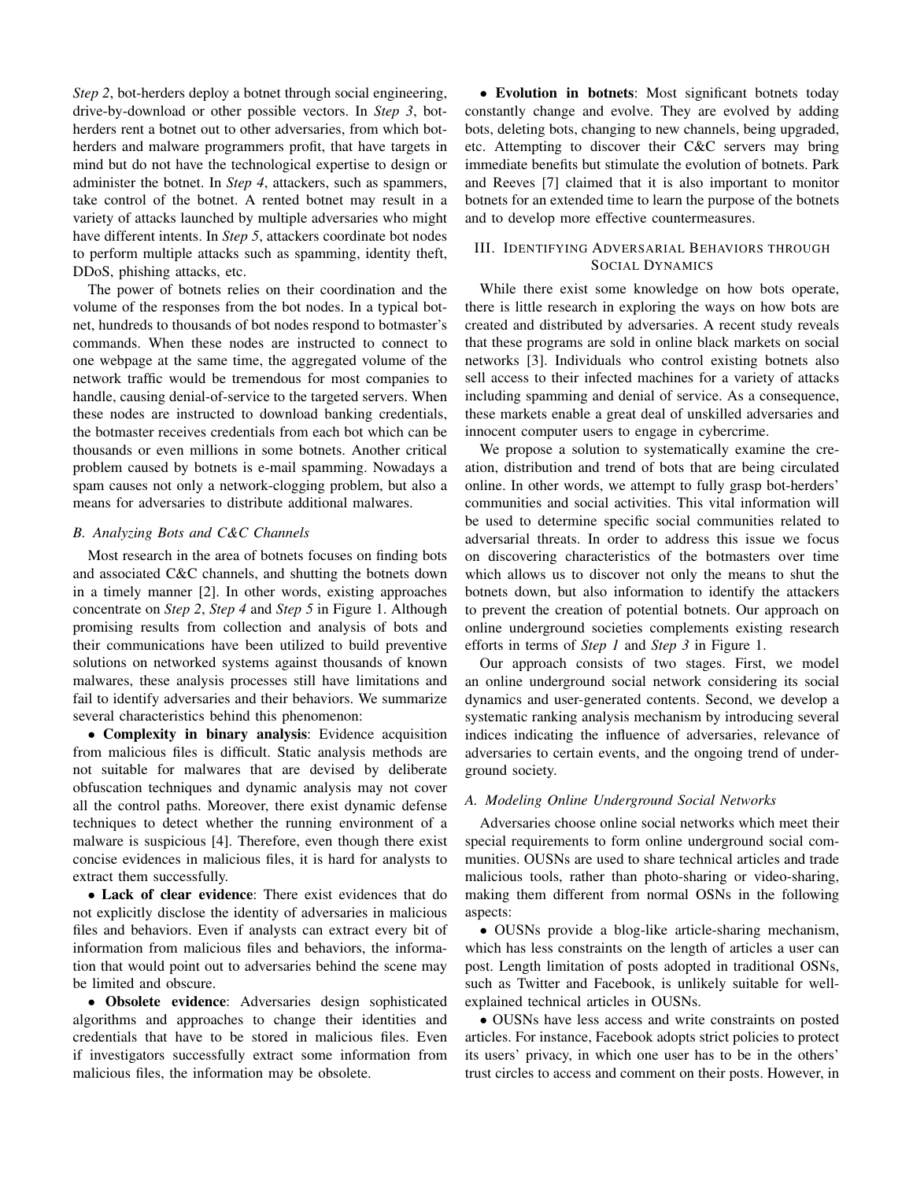*Step 2*, bot-herders deploy a botnet through social engineering, drive-by-download or other possible vectors. In *Step 3*, bot-herders rent a botnet out to other adversaries, from which bot-herders and malware programmers profit, that have targets in mind but do not have the technological expertise to design or administer the botnet. In *Step 4*, attackers, such as spammers, take control of the botnet. A rented botnet may result in a variety of attacks launched by multiple adversaries who might have different intents. In *Step 5*, attackers coordinate bot nodes to perform multiple attacks such as spamming, identity theft, DDoS, phishing attacks, etc.

The power of botnets relies on their coordination and the volume of the responses from the bot nodes. In a typical botnet, hundreds to thousands of bot nodes respond to botmaster's commands. When these nodes are instructed to connect to one webpage at the same time, the aggregated volume of the network traffic would be tremendous for most companies to handle, causing denial-of-service to the targeted servers. When these nodes are instructed to download banking credentials, the botmaster receives credentials from each bot which can be thousands or even millions in some botnets. Another critical problem caused by botnets is e-mail spamming. Nowadays a spam causes not only a network-clogging problem, but also a means for adversaries to distribute additional malwares.

### B. Analyzing Bots and C&C Channels

Most research in the area of botnets focuses on finding bots and associated C&C channels, and shutting the botnets down in a timely manner [2]. In other words, existing approaches concentrate on *Step 2*, *Step 4* and *Step 5* in Figure 1. Although promising results from collection and analysis of bots and their communications have been utilized to build preventive solutions on networked systems against thousands of known malwares, these analysis processes still have limitations and fail to identify adversaries and their behaviors. We summarize several characteristics behind this phenomenon:

- **Complexity in binary analysis**: Evidence acquisition from malicious files is difficult. Static analysis methods are not suitable for malwares that are devised by deliberate obfuscation techniques and dynamic analysis may not cover all the control paths. Moreover, there exist dynamic defense techniques to detect whether the running environment of a malware is suspicious [4]. Therefore, even though there exist concise evidences in malicious files, it is hard for analysts to extract them successfully.
- **Lack of clear evidence**: There exist evidences that do not explicitly disclose the identity of adversaries in malicious files and behaviors. Even if analysts can extract every bit of information from malicious files and behaviors, the information that would point out to adversaries behind the scene may be limited and obscure.
- **Obsolete evidence**: Adversaries design sophisticated algorithms and approaches to change their identities and credentials that have to be stored in malicious files. Even if investigators successfully extract some information from malicious files, the information may be obsolete.
- **Evolution in botnets**: Most significant botnets today constantly change and evolve. They are evolved by adding bots, deleting bots, changing to new channels, being upgraded, etc. Attempting to discover their C&C servers may bring immediate benefits but stimulate the evolution of botnets. Park and Reeves [7] claimed that it is also important to monitor botnets for an extended time to learn the purpose of the botnets and to develop more effective countermeasures.

## III. Identifying Adversarial Behaviors through Social Dynamics

While there exist some knowledge on how bots operate, there is little research in exploring the ways on how bots are created and distributed by adversaries. A recent study reveals that these programs are sold in online black markets on social networks [3]. Individuals who control existing botnets also sell access to their infected machines for a variety of attacks including spamming and denial of service. As a consequence, these markets enable a great deal of unskilled adversaries and innocent computer users to engage in cybercrime.

We propose a solution to systematically examine the creation, distribution and trend of bots that are being circulated online. In other words, we attempt to fully grasp bot-herders' communities and social activities. This vital information will be used to determine specific social communities related to adversarial threats. In order to address this issue we focus on discovering characteristics of the botmasters over time which allows us to discover not only the means to shut the botnets down, but also information to identify the attackers to prevent the creation of potential botnets. Our approach on online underground societies complements existing research efforts in terms of *Step 1* and *Step 3* in Figure 1.

Our approach consists of two stages. First, we model an online underground social network considering its social dynamics and user-generated contents. Second, we develop a systematic ranking analysis mechanism by introducing several indices indicating the influence of adversaries, relevance of adversaries to certain events, and the ongoing trend of underground society.

### A. Modeling Online Underground Social Networks

Adversaries choose online social networks which meet their special requirements to form online underground social communities. OUSNs are used to share technical articles and trade malicious tools, rather than photo-sharing or video-sharing, making them different from normal OSNs in the following aspects:

- OUSNs provide a blog-like article-sharing mechanism, which has less constraints on the length of articles a user can post. Length limitation of posts adopted in traditional OSNs, such as Twitter and Facebook, is unlikely suitable for well-explained technical articles in OUSNs.
- OUSNs have less access and write constraints on posted articles. For instance, Facebook adopts strict policies to protect its users' privacy, in which one user has to be in the others' trust circles to access and comment on their posts. However, in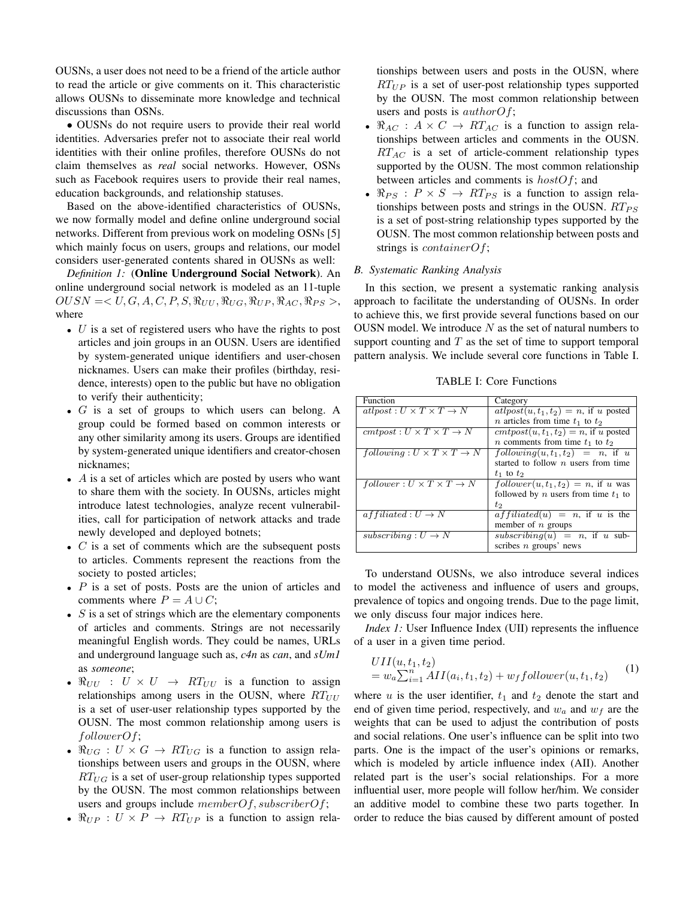OUSNs, a user does not need to be a friend of the article author to read the article or give comments on it. This characteristic allows OUSNs to disseminate more knowledge and technical discussions than OSNs.

• OUSNs do not require users to provide their real world identities. Adversaries prefer not to associate their real world identities with their online profiles, therefore OUSNs do not claim themselves as *real* social networks. However, OSNs such as Facebook requires users to provide their real names, education backgrounds, and relationship statuses.

Based on the above-identified characteristics of OUSNs, we now formally model and define online underground social networks. Different from previous work on modeling OSNs [5] which mainly focus on users, groups and relations, our model considers user-generated contents shared in OUSNs as well:

*Definition 1:* (**Online Underground Social Network**). An online underground social network is modeled as an 11-tuple $OUSN = < U, G, A, C, P, S, \Re_{UU}, \Re_{UG}, \Re_{UP}, \Re_{AC}, \Re_{PS} >$, where

- $U$ is a set of registered users who have the rights to post articles and join groups in an OUSN. Users are identified by system-generated unique identifiers and user-chosen nicknames. Users can make their profiles (birthday, residence, interests) open to the public but have no obligation to verify their authenticity;
- $G$ is a set of groups to which users can belong. A group could be formed based on common interests or any other similarity among its users. Groups are identified by system-generated unique identifiers and creator-chosen nicknames;
- $A$ is a set of articles which are posted by users who want to share them with the society. In OUSNs, articles might introduce latest technologies, analyze recent vulnerabilities, call for participation of network attacks and trade newly developed and deployed botnets;
- $C$ is a set of comments which are the subsequent posts to articles. Comments represent the reactions from the society to posted articles;
- $P$ is a set of posts. Posts are the union of articles and comments where $P = A \cup C$;
- $S$ is a set of strings which are the elementary components of articles and comments. Strings are not necessarily meaningful English words. They could be names, URLs and underground language such as, *c4n* as *can*, and *sUm1* as *someone*;
- $\Re_{UU} : U \times U \rightarrow RT_{UU}$ is a function to assign relationships among users in the OUSN, where $RT_{UU}$ is a set of user-user relationship types supported by the OUSN. The most common relationship among users is $followerOf$;
- $\Re_{UG} : U \times G \rightarrow RT_{UG}$ is a function to assign relationships between users and groups in the OUSN, where $RT_{UG}$ is a set of user-group relationship types supported by the OUSN. The most common relationships between users and groups include $memberOf, subscriberOf$;
- $\Re_{UP} : U \times P \rightarrow RT_{UP}$ is a function to assign relationships between users and posts in the OUSN, where $RT_{UP}$ is a set of user-post relationship types supported by the OUSN. The most common relationship between users and posts is $authorOf$;
- $\Re_{AC} : A \times C \rightarrow RT_{AC}$ is a function to assign relationships between articles and comments in the OUSN. $RT_{AC}$ is a set of article-comment relationship types supported by the OUSN. The most common relationship between articles and comments is $hostOf$; and
- $\Re_{PS} : P \times S \rightarrow RT_{PS}$ is a function to assign relationships between posts and strings in the OUSN. $RT_{PS}$ is a set of post-string relationship types supported by the OUSN. The most common relationship between posts and strings is $containerOf$;

### B. Systematic Ranking Analysis

In this section, we present a systematic ranking analysis approach to facilitate the understanding of OUSNs. In order to achieve this, we first provide several functions based on our OUSN model. We introduce $N$ as the set of natural numbers to support counting and $T$ as the set of time to support temporal pattern analysis. We include several core functions in Table I.

TABLE I: Core Functions

| Function | Category |
|---|---|
| $atlpost : U \times T \times T \rightarrow N$ | $atlpost(u, t_1, t_2) = n$, if $u$ posted $n$ articles from time $t_1$ to $t_2$ |
| $cmtpost : U \times T \times T \rightarrow N$ | $cmtpost(u, t_1, t_2) = n$, if $u$ posted $n$ comments from time $t_1$ to $t_2$ |
| $following : U \times T \times T \rightarrow N$ | $following(u, t_1, t_2) = n$, if $u$ started to follow $n$ users from time $t_1$ to $t_2$ |
| $follower : U \times T \times T \rightarrow N$ | $follower(u, t_1, t_2) = n$, if $u$ was followed by $n$ users from time $t_1$ to $t_2$ |
| $affiliated : U \rightarrow N$ | $affiliated(u) = n$, if $u$ is the member of $n$ groups |
| $subscribing : U \rightarrow N$ | $subscribing(u) = n$, if $u$ subscribes $n$ groups' news |

To understand OUSNs, we also introduce several indices to model the activeness and influence of users and groups, prevalence of topics and ongoing trends. Due to the page limit, we only discuss four major indices here.

*Index 1:* User Influence Index (UII) represents the influence of a user in a given time period.

$$UII(u, t_1, t_2) = w_a \sum_{i=1}^{n} AII(a_i, t_1, t_2) + w_f follower(u, t_1, t_2) \quad (1)$$

where $u$ is the user identifier, $t_1$ and $t_2$ denote the start and end of given time period, respectively, and $w_a$ and $w_f$ are the weights that can be used to adjust the contribution of posts and social relations. One user's influence can be split into two parts. One is the impact of the user's opinions or remarks, which is modeled by article influence index (AII). Another related part is the user's social relationships. For a more influential user, more people will follow her/him. We consider an additive model to combine these two parts together. In order to reduce the bias caused by different amount of posted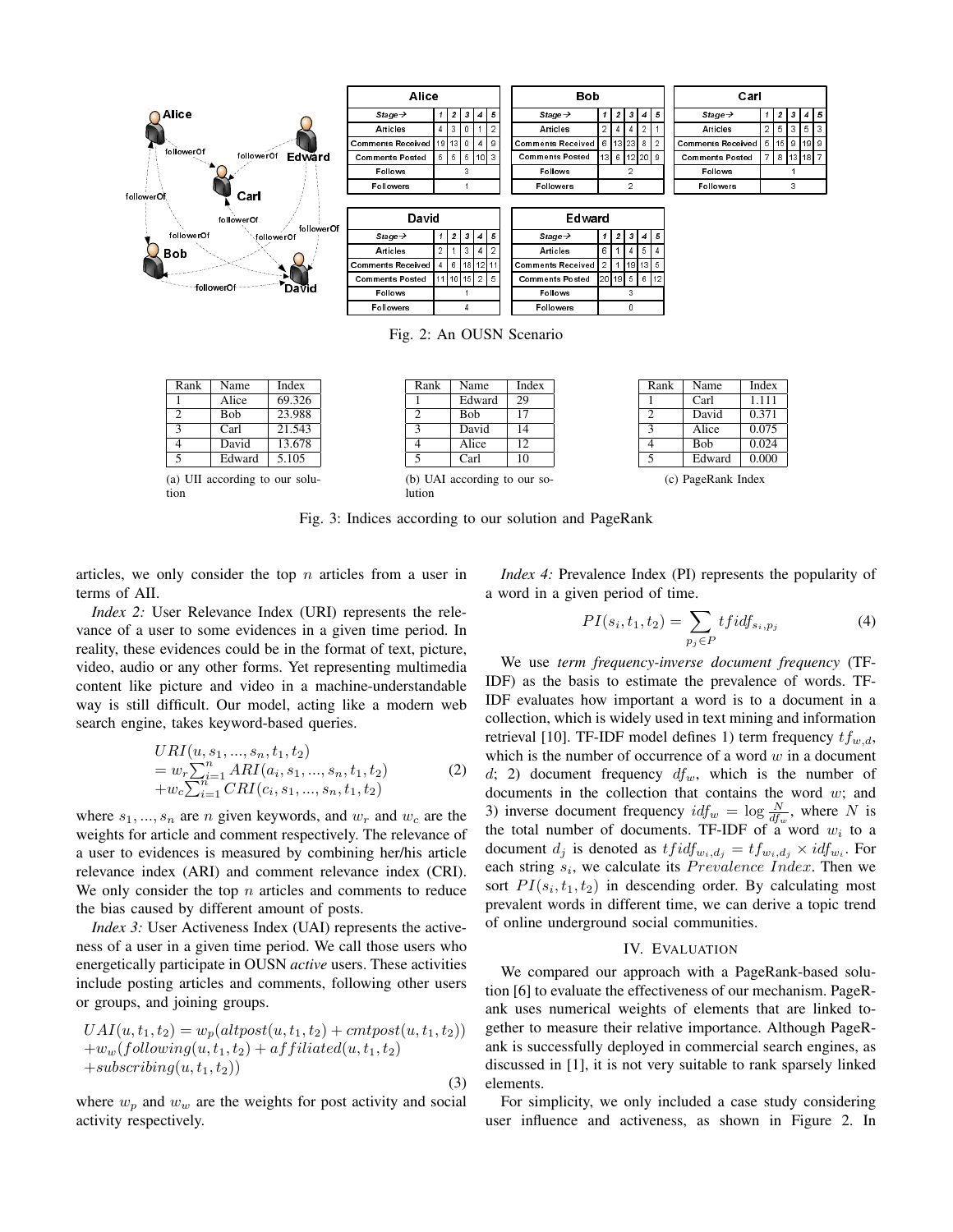| Alice | | | | | |
|---|---|---|---|---|---|
| Stage→ | 1 | 2 | 3 | 4 | 5 |
| Articles | 4 | 3 | 0 | 1 | 2 |
| Comments Received | 19 | 13 | 0 | 4 | 9 |
| Comments Posted | 5 | 5 | 5 | 10 | 3 |
| Follows | 3 | | | | |
| Followers | 1 | | | | |

| Bob | | | | | |
|---|---|---|---|---|---|
| Stage→ | 1 | 2 | 3 | 4 | 5 |
| Articles | 2 | 4 | 4 | 2 | 1 |
| Comments Received | 6 | 13 | 23 | 8 | 2 |
| Comments Posted | 13 | 6 | 12 | 20 | 9 |
| Follows | 2 | | | | |
| Followers | 2 | | | | |

| Carl | | | | | |
|---|---|---|---|---|---|
| Stage→ | 1 | 2 | 3 | 4 | 5 |
| Articles | 2 | 5 | 3 | 5 | 3 |
| Comments Received | 5 | 15 | 9 | 19 | 9 |
| Comments Posted | 7 | 8 | 13 | 18 | 7 |
| Follows | 1 | | | | |
| Followers | 3 | | | | |

| David | | | | | |
|---|---|---|---|---|---|
| Stage→ | 1 | 2 | 3 | 4 | 5 |
| Articles | 2 | 1 | 3 | 4 | 2 |
| Comments Received | 4 | 6 | 18 | 12 | 11 |
| Comments Posted | 11 | 10 | 15 | 2 | 5 |
| Follows | 1 | | | | |
| Followers | 4 | | | | |

| Edward | | | | | |
|---|---|---|---|---|---|
| Stage→ | 1 | 2 | 3 | 4 | 5 |
| Articles | 6 | 1 | 4 | 5 | 4 |
| Comments Received | 2 | 1 | 19 | 13 | 5 |
| Comments Posted | 20 | 19 | 5 | 6 | 12 |
| Follows | 3 | | | | |
| Followers | 0 | | | | |

Fig. 2: An OUSN Scenario

| Rank | Name | Index |
|---|---|---|
| 1 | Alice | 69.326 |
| 2 | Bob | 23.988 |
| 3 | Carl | 21.543 |
| 4 | David | 13.678 |
| 5 | Edward | 5.105 |

(a) UII according to our solution

| Rank | Name | Index |
|---|---|---|
| 1 | Edward | 29 |
| 2 | Bob | 17 |
| 3 | David | 14 |
| 4 | Alice | 12 |
| 5 | Carl | 10 |

(b) UAI according to our solution

| Rank | Name | Index |
|---|---|---|
| 1 | Carl | 1.111 |
| 2 | David | 0.371 |
| 3 | Alice | 0.075 |
| 4 | Bob | 0.024 |
| 5 | Edward | 0.000 |

(c) PageRank Index

Fig. 3: Indices according to our solution and PageRank

articles, we only consider the top $n$ articles from a user in terms of AII.

*Index 2:* User Relevance Index (URI) represents the relevance of a user to some evidences in a given time period. In reality, these evidences could be in the format of text, picture, video, audio or any other forms. Yet representing multimedia content like picture and video in a machine-understandable way is still difficult. Our model, acting like a modern web search engine, takes keyword-based queries.

$$
\begin{aligned}
&URI(u, s_1, ..., s_n, t_1, t_2) \\
&= w_r \textstyle\sum_{i=1}^{n} ARI(a_i, s_1, ..., s_n, t_1, t_2) \\
&+ w_c \textstyle\sum_{i=1}^{n} CRI(c_i, s_1, ..., s_n, t_1, t_2)
\end{aligned} \quad (2)
$$

where $s_1, ..., s_n$ are $n$ given keywords, and $w_r$ and $w_c$ are the weights for article and comment respectively. The relevance of a user to evidences is measured by combining her/his article relevance index (ARI) and comment relevance index (CRI). We only consider the top $n$ articles and comments to reduce the bias caused by different amount of posts.

*Index 3:* User Activeness Index (UAI) represents the activeness of a user in a given time period. We call those users who energetically participate in OUSN *active* users. These activities include posting articles and comments, following other users or groups, and joining groups.

$$
\begin{aligned}
&UAI(u, t_1, t_2) = w_p(altpost(u, t_1, t_2) + cmtpost(u, t_1, t_2)) \\
&+ w_w(following(u, t_1, t_2) + affiliated(u, t_1, t_2) \\
&+ subscribing(u, t_1, t_2))
\end{aligned} \quad (3)
$$

where $w_p$ and $w_w$ are the weights for post activity and social activity respectively.

*Index 4:* Prevalence Index (PI) represents the popularity of a word in a given period of time.

$$PI(s_i, t_1, t_2) = \sum_{p_j \in P} tfidf_{s_i, p_j} \quad (4)$$

We use *term frequency-inverse document frequency* (TF-IDF) as the basis to estimate the prevalence of words. TF-IDF evaluates how important a word is to a document in a collection, which is widely used in text mining and information retrieval [10]. TF-IDF model defines 1) term frequency $tf_{w,d}$, which is the number of occurrence of a word $w$ in a document $d$; 2) document frequency $df_w$, which is the number of documents in the collection that contains the word $w$; and 3) inverse document frequency $idf_w = \log \frac{N}{df_w}$, where $N$ is the total number of documents. TF-IDF of a word $w_i$ to a document $d_j$ is denoted as $tfidf_{w_i, d_j} = tf_{w_i, d_j} \times idf_{w_i}$. For each string $s_i$, we calculate its $Prevalence\ Index$. Then we sort $PI(s_i, t_1, t_2)$ in descending order. By calculating most prevalent words in different time, we can derive a topic trend of online underground social communities.

## IV. Evaluation

We compared our approach with a PageRank-based solution [6] to evaluate the effectiveness of our mechanism. PageRank uses numerical weights of elements that are linked together to measure their relative importance. Although PageRank is successfully deployed in commercial search engines, as discussed in [1], it is not very suitable to rank sparsely linked elements.

For simplicity, we only included a case study considering user influence and activeness, as shown in Figure 2. In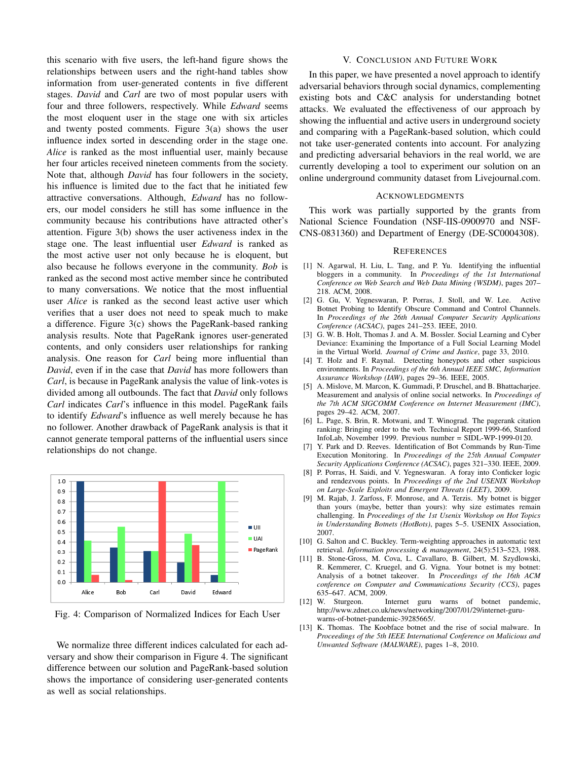this scenario with five users, the left-hand figure shows the relationships between users and the right-hand tables show information from user-generated contents in five different stages. *David* and *Carl* are two of most popular users with four and three followers, respectively. While *Edward* seems the most eloquent user in the stage one with six articles and twenty posted comments. Figure 3(a) shows the user influence index sorted in descending order in the stage one. *Alice* is ranked as the most influential user, mainly because her four articles received nineteen comments from the society. Note that, although *David* has four followers in the society, his influence is limited due to the fact that he initiated few attractive conversations. Although, *Edward* has no followers, our model considers he still has some influence in the community because his contributions have attracted other's attention. Figure 3(b) shows the user activeness index in the stage one. The least influential user *Edward* is ranked as the most active user not only because he is eloquent, but also because he follows everyone in the community. *Bob* is ranked as the second most active member since he contributed to many conversations. We notice that the most influential user *Alice* is ranked as the second least active user which verifies that a user does not need to speak much to make a difference. Figure 3(c) shows the PageRank-based ranking analysis results. Note that PageRank ignores user-generated contents, and only considers user relationships for ranking analysis. One reason for *Carl* being more influential than *David*, even if in the case that *David* has more followers than *Carl*, is because in PageRank analysis the value of link-votes is divided among all outbounds. The fact that *David* only follows *Carl* indicates *Carl*'s influence in this model. PageRank fails to identify *Edward*'s influence as well merely because he has no follower. Another drawback of PageRank analysis is that it cannot generate temporal patterns of the influential users since relationships do not change.

1.0
0.9
0.8
0.7
0.6
0.5
0.4
0.3
0.2
0.1
0.0

Alice Bob Carl David Edward

UII
UAI
PageRank

Fig. 4: Comparison of Normalized Indices for Each User

We normalize three different indices calculated for each adversary and show their comparison in Figure 4. The significant difference between our solution and PageRank-based solution shows the importance of considering user-generated contents as well as social relationships.

## V. Conclusion and Future Work

In this paper, we have presented a novel approach to identify adversarial behaviors through social dynamics, complementing existing bots and C&C analysis for understanding botnet attacks. We evaluated the effectiveness of our approach by showing the influential and active users in underground society and comparing with a PageRank-based solution, which could not take user-generated contents into account. For analyzing and predicting adversarial behaviors in the real world, we are currently developing a tool to experiment our solution on an online underground community dataset from Livejournal.com.

## Acknowledgments

This work was partially supported by the grants from National Science Foundation (NSF-IIS-0900970 and NSF-CNS-0831360) and Department of Energy (DE-SC0004308).

## References

[1] N. Agarwal, H. Liu, L. Tang, and P. Yu. Identifying the influential bloggers in a community. In *Proceedings of the 1st International Conference on Web Search and Web Data Mining (WSDM)*, pages 207–218. ACM, 2008.

[2] G. Gu, V. Yegneswaran, P. Porras, J. Stoll, and W. Lee. Active Botnet Probing to Identify Obscure Command and Control Channels. In *Proceedings of the 26th Annual Computer Security Applications Conference (ACSAC)*, pages 241–253. IEEE, 2010.

[3] G. W. B. Holt, Thomas J. and A. M. Bossler. Social Learning and Cyber Deviance: Examining the Importance of a Full Social Learning Model in the Virtual World. *Journal of Crime and Justice*, page 33, 2010.

[4] T. Holz and F. Raynal. Detecting honeypots and other suspicious environments. In *Proceedings of the 6th Annual IEEE SMC, Information Assurance Workshop (IAW)*, pages 29–36. IEEE, 2005.

[5] A. Mislove, M. Marcon, K. Gummadi, P. Druschel, and B. Bhattacharjee. Measurement and analysis of online social networks. In *Proceedings of the 7th ACM SIGCOMM Conference on Internet Measurement (IMC)*, pages 29–42. ACM, 2007.

[6] L. Page, S. Brin, R. Motwani, and T. Winograd. The pagerank citation ranking: Bringing order to the web. Technical Report 1999-66, Stanford InfoLab, November 1999. Previous number = SIDL-WP-1999-0120.

[7] Y. Park and D. Reeves. Identification of Bot Commands by Run-Time Execution Monitoring. In *Proceedings of the 25th Annual Computer Security Applications Conference (ACSAC)*, pages 321–330. IEEE, 2009.

[8] P. Porras, H. Saidi, and V. Yegneswaran. A foray into Conficker logic and rendezvous points. In *Proceedings of the 2nd USENIX Workshop on Large-Scale Exploits and Emergent Threats (LEET)*, 2009.

[9] M. Rajab, J. Zarfoss, F. Monrose, and A. Terzis. My botnet is bigger than yours (maybe, better than yours): why size estimates remain challenging. In *Proceedings of the 1st Usenix Workshop on Hot Topics in Understanding Botnets (HotBots)*, pages 5–5. USENIX Association, 2007.

[10] G. Salton and C. Buckley. Term-weighting approaches in automatic text retrieval. *Information processing & management*, 24(5):513–523, 1988.

[11] B. Stone-Gross, M. Cova, L. Cavallaro, B. Gilbert, M. Szydlowski, R. Kemmerer, C. Kruegel, and G. Vigna. Your botnet is my botnet: Analysis of a botnet takeover. In *Proceedings of the 16th ACM conference on Computer and Communications Security (CCS)*, pages 635–647. ACM, 2009.

[12] W. Sturgeon. Internet guru warns of botnet pandemic, http://www.zdnet.co.uk/news/networking/2007/01/29/internet-guru-warns-of-botnet-pandemic-39285665/.

[13] K. Thomas. The Koobface botnet and the rise of social malware. In *Proceedings of the 5th IEEE International Conference on Malicious and Unwanted Software (MALWARE)*, pages 1–8, 2010.